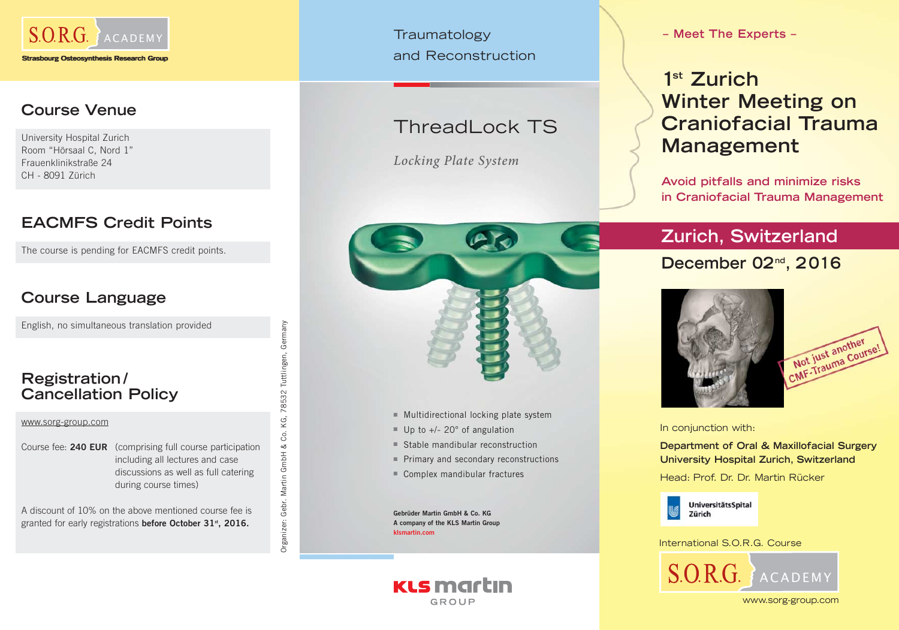S.O.R.G. ACADEMY

Strasbourg Osteosynthesis Research Group

## Course Venue

University Hospital Zurich
Room "Hörsaal C, Nord 1"
Frauenklinikstraße 24
CH - 8091 Zürich

## EACMFS Credit Points

The course is pending for EACMFS credit points.

## Course Language

English, no simultaneous translation provided

## Registration / Cancellation Policy

www.sorg-group.com

Course fee: **240 EUR** (comprising full course participation including all lectures and case discussions as well as full catering during course times)

A discount of 10% on the above mentioned course fee is granted for early registrations **before October 31st, 2016.**

Organizer: Gebr. Martin GmbH & Co. KG, 78532 Tuttlingen, Germany

Traumatology
and Reconstruction

## ThreadLock TS

*Locking Plate System*

- Multidirectional locking plate system
- Up to +/- 20° of angulation
- Stable mandibular reconstruction
- Primary and secondary reconstructions
- Complex mandibular fractures

**Gebrüder Martin GmbH & Co. KG**
**A company of the KLS Martin Group**
**klsmartin.com**

KLS martin GROUP

– Meet The Experts –

# 1st Zurich Winter Meeting on Craniofacial Trauma Management

**Avoid pitfalls and minimize risks in Craniofacial Trauma Management**

## Zurich, Switzerland

**December 02nd, 2016**

Not just another CMF-Trauma Course!

In conjunction with:

**Department of Oral & Maxillofacial Surgery**
**University Hospital Zurich, Switzerland**

Head: Prof. Dr. Dr. Martin Rücker

UniversitätsSpital Zürich

International S.O.R.G. Course

S.O.R.G. ACADEMY

www.sorg-group.com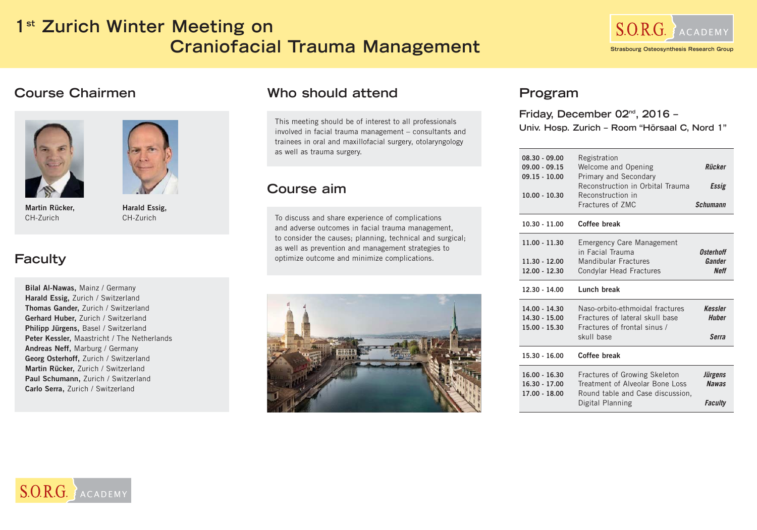# 1st Zurich Winter Meeting on Craniofacial Trauma Management

S.O.R.G. ACADEMY
Strasbourg Osteosynthesis Research Group

## Course Chairmen

**Martin Rücker,**
CH-Zurich

**Harald Essig,**
CH-Zurich

## Faculty

**Bilal Al-Nawas,** Mainz / Germany
**Harald Essig,** Zurich / Switzerland
**Thomas Gander,** Zurich / Switzerland
**Gerhard Huber,** Zurich / Switzerland
**Philipp Jürgens,** Basel / Switzerland
**Peter Kessler,** Maastricht / The Netherlands
**Andreas Neff,** Marburg / Germany
**Georg Osterhoff,** Zurich / Switzerland
**Martin Rücker,** Zurich / Switzerland
**Paul Schumann,** Zurich / Switzerland
**Carlo Serra,** Zurich / Switzerland

## Who should attend

This meeting should be of interest to all professionals involved in facial trauma management – consultants and trainees in oral and maxillofacial surgery, otolaryngology as well as trauma surgery.

## Course aim

To discuss and share experience of complications and adverse outcomes in facial trauma management, to consider the causes; planning, technical and surgical; as well as prevention and management strategies to optimize outcome and minimize complications.

## Program

### Friday, December 02nd, 2016 –
### Univ. Hosp. Zurich – Room "Hörsaal C, Nord 1"

| | | |
|---|---|---|
| **08.30 - 09.00** | Registration | |
| **09.00 - 09.15** | Welcome and Opening | ***Rücker*** |
| **09.15 - 10.00** | Primary and Secondary Reconstruction in Orbital Trauma | ***Essig*** |
| **10.00 - 10.30** | Reconstruction in Fractures of ZMC | ***Schumann*** |
| **10.30 - 11.00** | **Coffee break** | |
| **11.00 - 11.30** | Emergency Care Management in Facial Trauma | ***Osterhoff*** |
| **11.30 - 12.00** | Mandibular Fractures | ***Gander*** |
| **12.00 - 12.30** | Condylar Head Fractures | ***Neff*** |
| **12.30 - 14.00** | **Lunch break** | |
| **14.00 - 14.30** | Naso-orbito-ethmoidal fractures | ***Kessler*** |
| **14.30 - 15.00** | Fractures of lateral skull base | ***Huber*** |
| **15.00 - 15.30** | Fractures of frontal sinus / skull base | ***Serra*** |
| **15.30 - 16.00** | **Coffee break** | |
| **16.00 - 16.30** | Fractures of Growing Skeleton | ***Jürgens*** |
| **16.30 - 17.00** | Treatment of Alveolar Bone Loss | ***Nawas*** |
| **17.00 - 18.00** | Round table and Case discussion, Digital Planning | ***Faculty*** |

S.O.R.G. ACADEMY